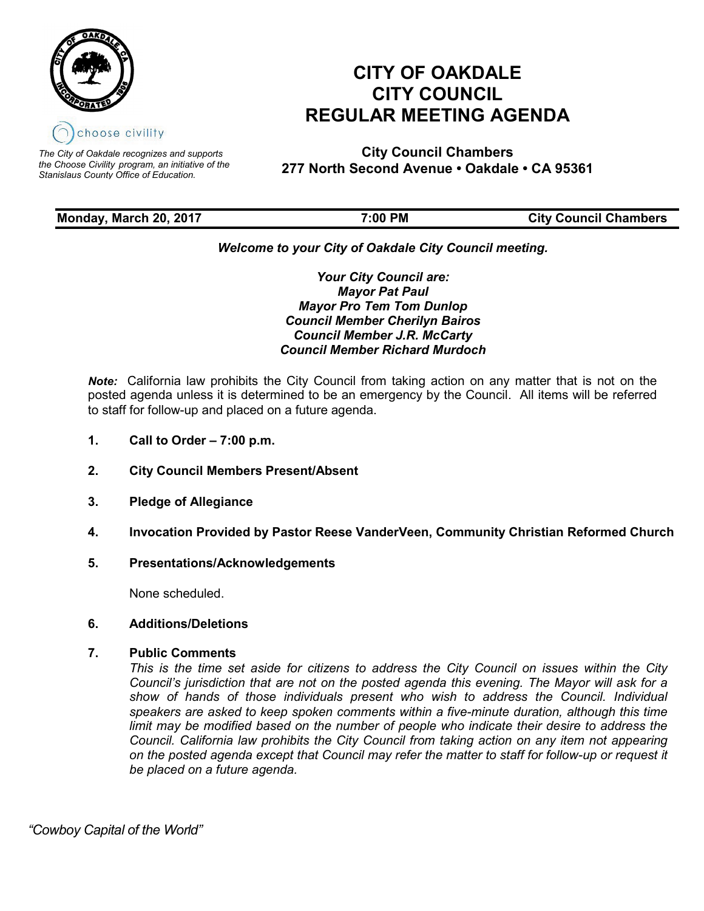choose civility

*The City of Oakdale recognizes and supports the Choose Civility program, an initiative of the Stanislaus County Office of Education.*

# CITY OF OAKDALE CITY COUNCIL REGULAR MEETING AGENDA

**City Council Chambers**
**277 North Second Avenue • Oakdale • CA 95361**

| **Monday, March 20, 2017** | **7:00 PM** | **City Council Chambers** |
|---|---|---|

***Welcome to your City of Oakdale City Council meeting.***

***Your City Council are:***
***Mayor Pat Paul***
***Mayor Pro Tem Tom Dunlop***
***Council Member Cherilyn Bairos***
***Council Member J.R. McCarty***
***Council Member Richard Murdoch***

***Note:*** California law prohibits the City Council from taking action on any matter that is not on the posted agenda unless it is determined to be an emergency by the Council. All items will be referred to staff for follow-up and placed on a future agenda.

1. **Call to Order – 7:00 p.m.**

2. **City Council Members Present/Absent**

3. **Pledge of Allegiance**

4. **Invocation Provided by Pastor Reese VanderVeen, Community Christian Reformed Church**

5. **Presentations/Acknowledgements**

   None scheduled.

6. **Additions/Deletions**

7. **Public Comments**

   *This is the time set aside for citizens to address the City Council on issues within the City Council's jurisdiction that are not on the posted agenda this evening. The Mayor will ask for a show of hands of those individuals present who wish to address the Council. Individual speakers are asked to keep spoken comments within a five-minute duration, although this time limit may be modified based on the number of people who indicate their desire to address the Council. California law prohibits the City Council from taking action on any item not appearing on the posted agenda except that Council may refer the matter to staff for follow-up or request it be placed on a future agenda.*

*"Cowboy Capital of the World"*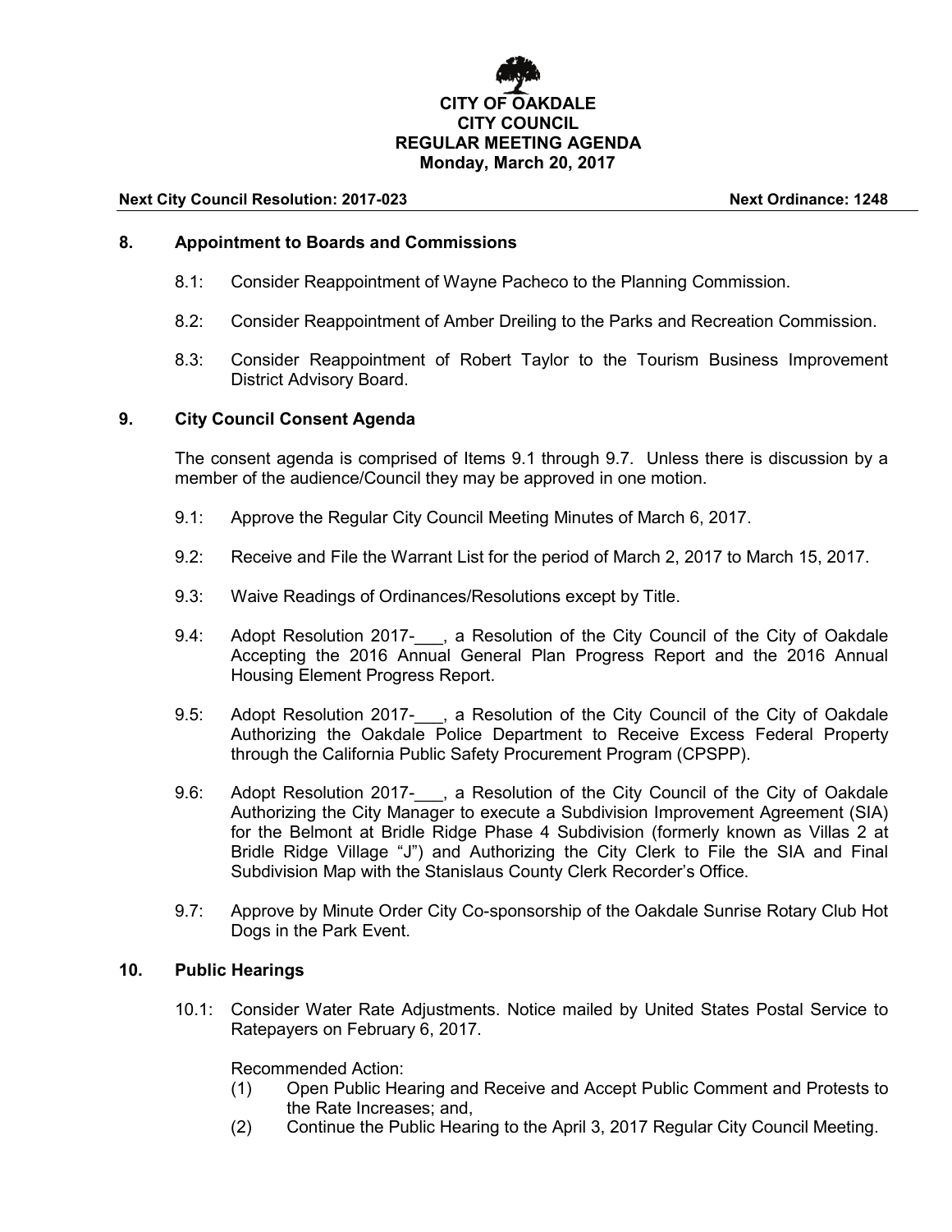**CITY OF OAKDALE**
**CITY COUNCIL**
**REGULAR MEETING AGENDA**
**Monday, March 20, 2017**

**Next City Council Resolution: 2017-023** **Next Ordinance: 1248**

## 8. Appointment to Boards and Commissions

8.1: Consider Reappointment of Wayne Pacheco to the Planning Commission.

8.2: Consider Reappointment of Amber Dreiling to the Parks and Recreation Commission.

8.3: Consider Reappointment of Robert Taylor to the Tourism Business Improvement District Advisory Board.

## 9. City Council Consent Agenda

The consent agenda is comprised of Items 9.1 through 9.7. Unless there is discussion by a member of the audience/Council they may be approved in one motion.

9.1: Approve the Regular City Council Meeting Minutes of March 6, 2017.

9.2: Receive and File the Warrant List for the period of March 2, 2017 to March 15, 2017.

9.3: Waive Readings of Ordinances/Resolutions except by Title.

9.4: Adopt Resolution 2017-___, a Resolution of the City Council of the City of Oakdale Accepting the 2016 Annual General Plan Progress Report and the 2016 Annual Housing Element Progress Report.

9.5: Adopt Resolution 2017-___, a Resolution of the City Council of the City of Oakdale Authorizing the Oakdale Police Department to Receive Excess Federal Property through the California Public Safety Procurement Program (CPSPP).

9.6: Adopt Resolution 2017-___, a Resolution of the City Council of the City of Oakdale Authorizing the City Manager to execute a Subdivision Improvement Agreement (SIA) for the Belmont at Bridle Ridge Phase 4 Subdivision (formerly known as Villas 2 at Bridle Ridge Village "J") and Authorizing the City Clerk to File the SIA and Final Subdivision Map with the Stanislaus County Clerk Recorder's Office.

9.7: Approve by Minute Order City Co-sponsorship of the Oakdale Sunrise Rotary Club Hot Dogs in the Park Event.

## 10. Public Hearings

10.1: Consider Water Rate Adjustments. Notice mailed by United States Postal Service to Ratepayers on February 6, 2017.

Recommended Action:

(1) Open Public Hearing and Receive and Accept Public Comment and Protests to the Rate Increases; and,

(2) Continue the Public Hearing to the April 3, 2017 Regular City Council Meeting.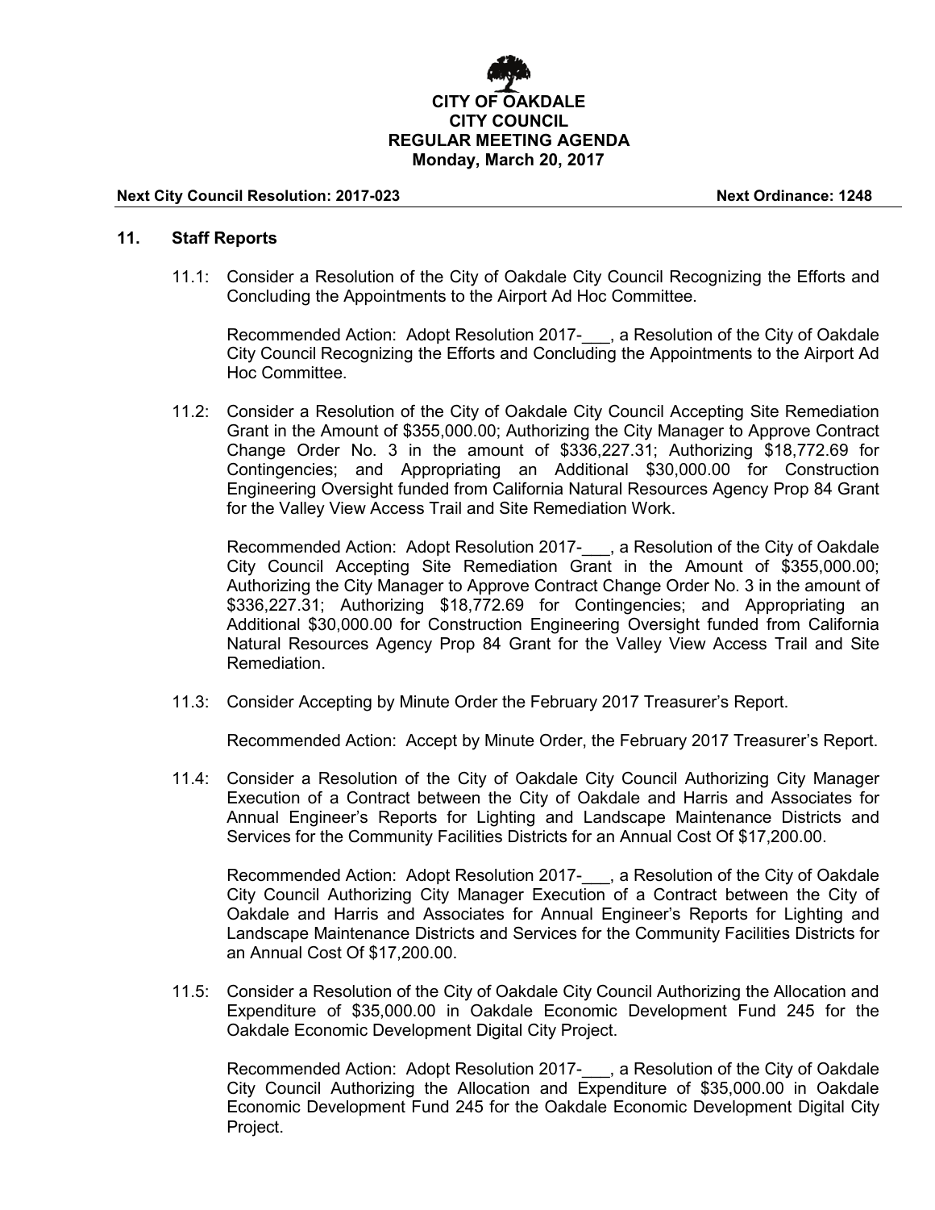**CITY OF OAKDALE**
**CITY COUNCIL**
**REGULAR MEETING AGENDA**
**Monday, March 20, 2017**

**Next City Council Resolution: 2017-023** **Next Ordinance: 1248**

## 11. Staff Reports

11.1: Consider a Resolution of the City of Oakdale City Council Recognizing the Efforts and Concluding the Appointments to the Airport Ad Hoc Committee.

Recommended Action: Adopt Resolution 2017-___, a Resolution of the City of Oakdale City Council Recognizing the Efforts and Concluding the Appointments to the Airport Ad Hoc Committee.

11.2: Consider a Resolution of the City of Oakdale City Council Accepting Site Remediation Grant in the Amount of $355,000.00; Authorizing the City Manager to Approve Contract Change Order No. 3 in the amount of $336,227.31; Authorizing $18,772.69 for Contingencies; and Appropriating an Additional $30,000.00 for Construction Engineering Oversight funded from California Natural Resources Agency Prop 84 Grant for the Valley View Access Trail and Site Remediation Work.

Recommended Action: Adopt Resolution 2017-___, a Resolution of the City of Oakdale City Council Accepting Site Remediation Grant in the Amount of $355,000.00; Authorizing the City Manager to Approve Contract Change Order No. 3 in the amount of $336,227.31; Authorizing $18,772.69 for Contingencies; and Appropriating an Additional $30,000.00 for Construction Engineering Oversight funded from California Natural Resources Agency Prop 84 Grant for the Valley View Access Trail and Site Remediation.

11.3: Consider Accepting by Minute Order the February 2017 Treasurer's Report.

Recommended Action: Accept by Minute Order, the February 2017 Treasurer's Report.

11.4: Consider a Resolution of the City of Oakdale City Council Authorizing City Manager Execution of a Contract between the City of Oakdale and Harris and Associates for Annual Engineer's Reports for Lighting and Landscape Maintenance Districts and Services for the Community Facilities Districts for an Annual Cost Of $17,200.00.

Recommended Action: Adopt Resolution 2017-___, a Resolution of the City of Oakdale City Council Authorizing City Manager Execution of a Contract between the City of Oakdale and Harris and Associates for Annual Engineer's Reports for Lighting and Landscape Maintenance Districts and Services for the Community Facilities Districts for an Annual Cost Of $17,200.00.

11.5: Consider a Resolution of the City of Oakdale City Council Authorizing the Allocation and Expenditure of $35,000.00 in Oakdale Economic Development Fund 245 for the Oakdale Economic Development Digital City Project.

Recommended Action: Adopt Resolution 2017-___, a Resolution of the City of Oakdale City Council Authorizing the Allocation and Expenditure of $35,000.00 in Oakdale Economic Development Fund 245 for the Oakdale Economic Development Digital City Project.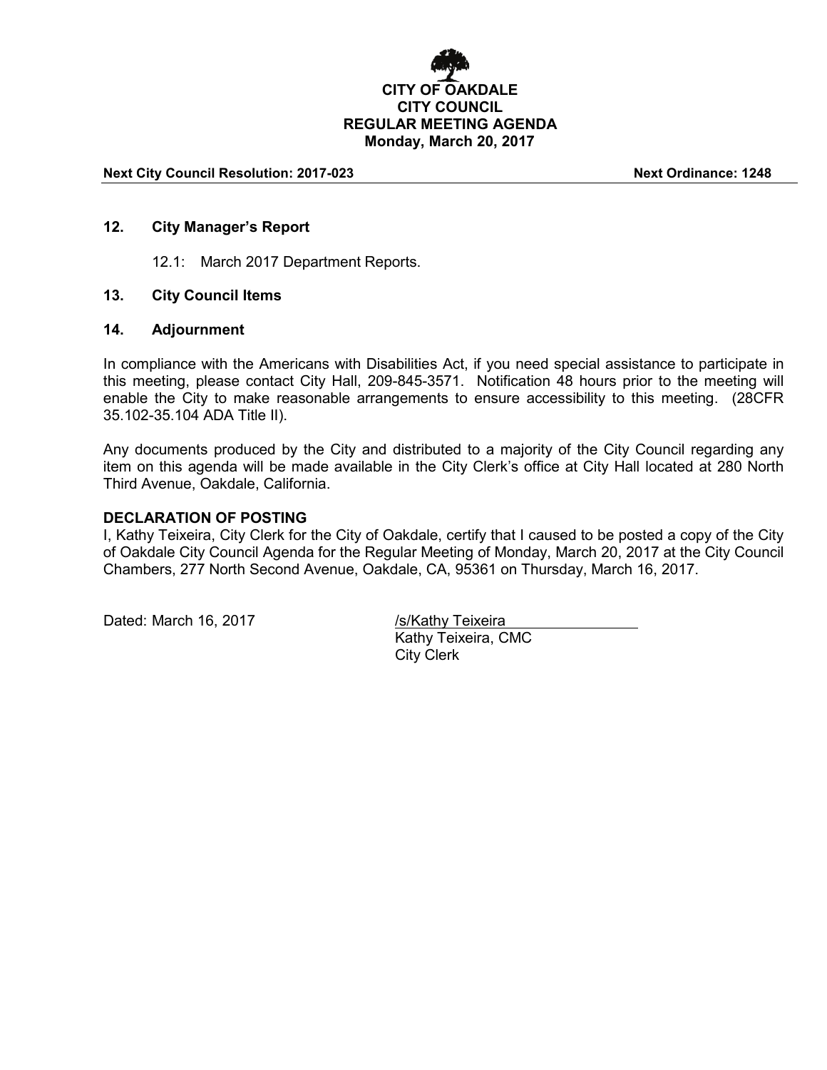**CITY OF OAKDALE**
**CITY COUNCIL**
**REGULAR MEETING AGENDA**
**Monday, March 20, 2017**

**Next City Council Resolution: 2017-023** **Next Ordinance: 1248**

## 12. City Manager's Report

12.1: March 2017 Department Reports.

## 13. City Council Items

## 14. Adjournment

In compliance with the Americans with Disabilities Act, if you need special assistance to participate in this meeting, please contact City Hall, 209-845-3571. Notification 48 hours prior to the meeting will enable the City to make reasonable arrangements to ensure accessibility to this meeting. (28CFR 35.102-35.104 ADA Title II).

Any documents produced by the City and distributed to a majority of the City Council regarding any item on this agenda will be made available in the City Clerk's office at City Hall located at 280 North Third Avenue, Oakdale, California.

**DECLARATION OF POSTING**
I, Kathy Teixeira, City Clerk for the City of Oakdale, certify that I caused to be posted a copy of the City of Oakdale City Council Agenda for the Regular Meeting of Monday, March 20, 2017 at the City Council Chambers, 277 North Second Avenue, Oakdale, CA, 95361 on Thursday, March 16, 2017.

Dated: March 16, 2017

/s/Kathy Teixeira
Kathy Teixeira, CMC
City Clerk